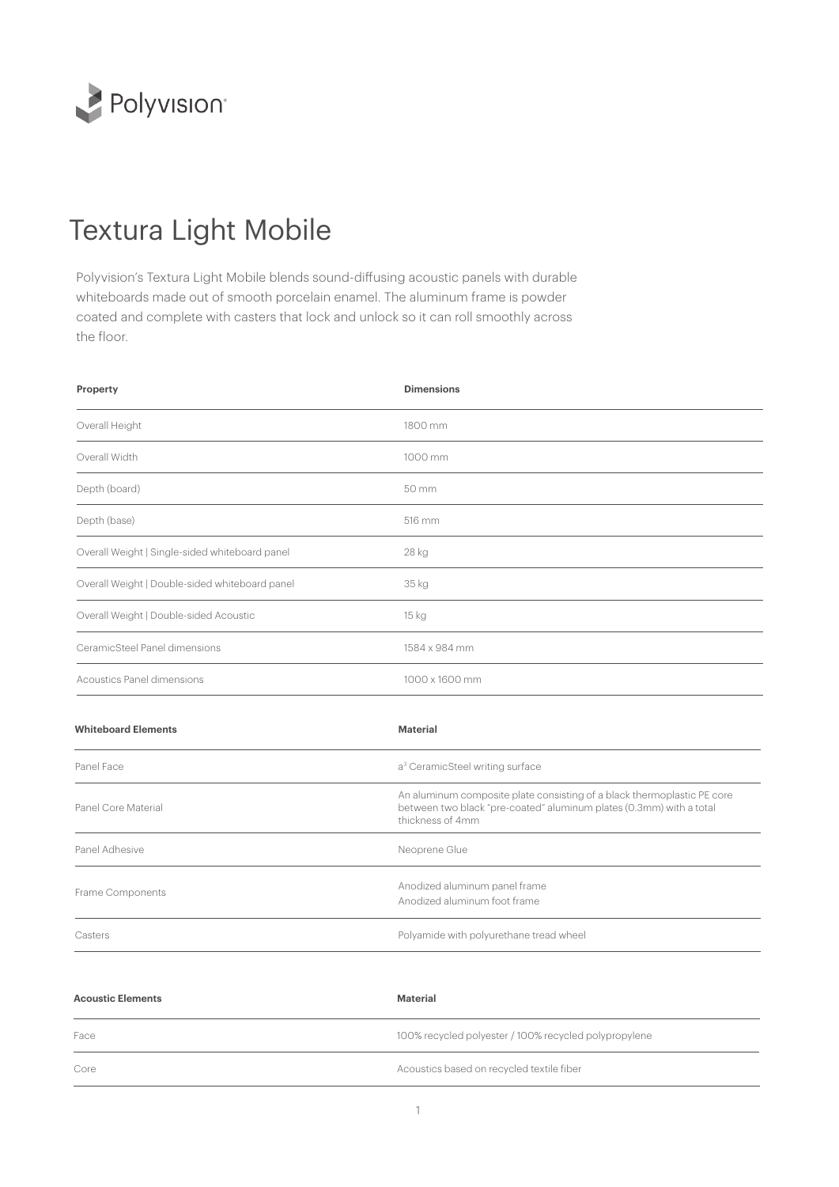Polyvision®

# Textura Light Mobile

Polyvision's Textura Light Mobile blends sound-diffusing acoustic panels with durable whiteboards made out of smooth porcelain enamel. The aluminum frame is powder coated and complete with casters that lock and unlock so it can roll smoothly across the floor.

| Property | Dimensions |
|---|---|
| Overall Height | 1800 mm |
| Overall Width | 1000 mm |
| Depth (board) | 50 mm |
| Depth (base) | 516 mm |
| Overall Weight \| Single-sided whiteboard panel | 28 kg |
| Overall Weight \| Double-sided whiteboard panel | 35 kg |
| Overall Weight \| Double-sided Acoustic | 15 kg |
| CeramicSteel Panel dimensions | 1584 x 984 mm |
| Acoustics Panel dimensions | 1000 x 1600 mm |

| Whiteboard Elements | Material |
|---|---|
| Panel Face | $a^3$ CeramicSteel writing surface |
| Panel Core Material | An aluminum composite plate consisting of a black thermoplastic PE core between two black "pre-coated" aluminum plates (0.3mm) with a total thickness of 4mm |
| Panel Adhesive | Neoprene Glue |
| Frame Components | Anodized aluminum panel frame<br>Anodized aluminum foot frame |
| Casters | Polyamide with polyurethane tread wheel |

| Acoustic Elements | Material |
|---|---|
| Face | 100% recycled polyester / 100% recycled polypropylene |
| Core | Acoustics based on recycled textile fiber |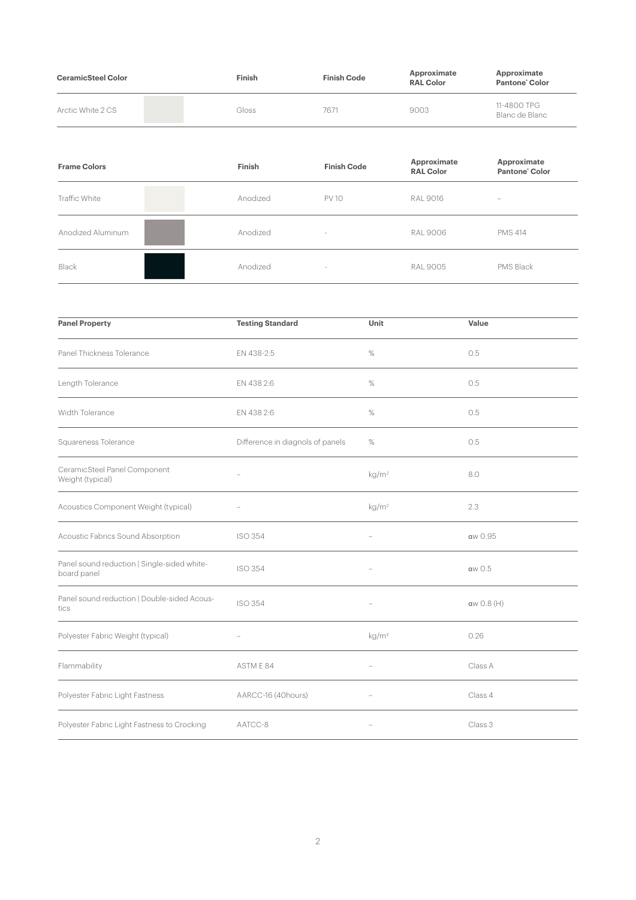| CeramicSteel Color | | Finish | Finish Code | Approximate RAL Color | Approximate Pantone® Color |
|---|---|---|---|---|---|
| Arctic White 2 CS | | Gloss | 7671 | 9003 | 11-4800 TPG Blanc de Blanc |

| Frame Colors | | Finish | Finish Code | Approximate RAL Color | Approximate Pantone® Color |
|---|---|---|---|---|---|
| Traffic White | | Anodized | PV 10 | RAL 9016 | – |
| Anodized Aluminum | | Anodized | - | RAL 9006 | PMS 414 |
| Black | | Anodized | - | RAL 9005 | PMS Black |

| Panel Property | Testing Standard | Unit | Value |
|---|---|---|---|
| Panel Thickness Tolerance | EN 438-2:5 | % | 0.5 |
| Length Tolerance | EN 438 2:6 | % | 0.5 |
| Width Tolerance | EN 438 2:6 | % | 0.5 |
| Squareness Tolerance | Difference in diagnols of panels | % | 0.5 |
| CeramicSteel Panel Component Weight (typical) | – | $kg/m^2$ | 8.0 |
| Acoustics Component Weight (typical) | – | $kg/m^2$ | 2.3 |
| Acoustic Fabrics Sound Absorption | ISO 354 | – | αw 0.95 |
| Panel sound reduction \| Single-sided white-board panel | ISO 354 | – | αw 0.5 |
| Panel sound reduction \| Double-sided Acoustics | ISO 354 | – | αw 0.8 (H) |
| Polyester Fabric Weight (typical) | – | $kg/m^2$ | 0.26 |
| Flammability | ASTM E 84 | – | Class A |
| Polyester Fabric Light Fastness | AARCC-16 (40hours) | – | Class 4 |
| Polyester Fabric Light Fastness to Crocking | AATCC-8 | – | Class 3 |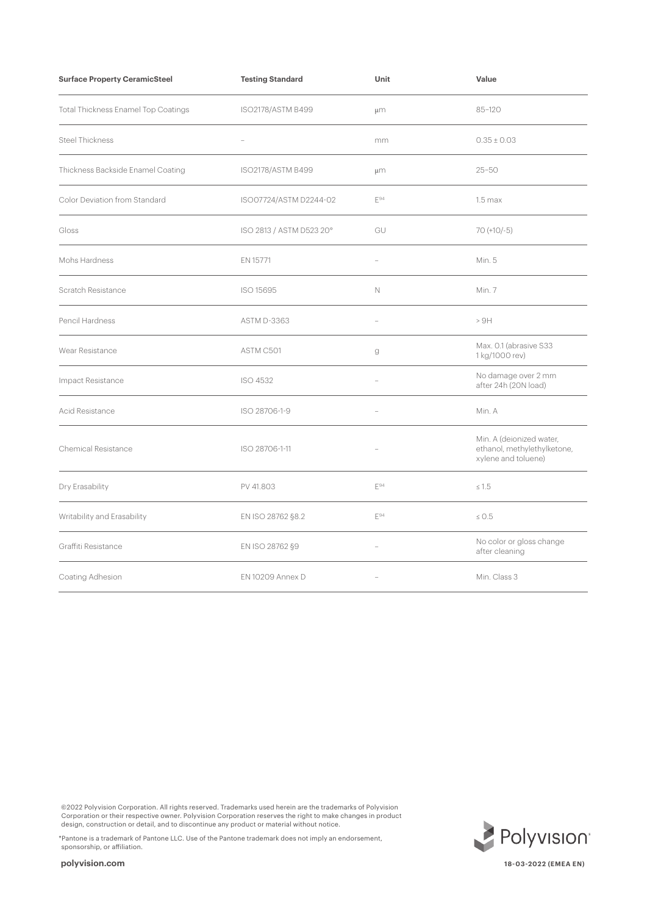| Surface Property CeramicSteel | Testing Standard | Unit | Value |
| --- | --- | --- | --- |
| Total Thickness Enamel Top Coatings | ISO2178/ASTM B499 | μm | 85–120 |
| Steel Thickness | – | mm | 0.35 ± 0.03 |
| Thickness Backside Enamel Coating | ISO2178/ASTM B499 | μm | 25–50 |
| Color Deviation from Standard | ISO07724/ASTM D2244-02 | $E^{94}$ | 1.5 max |
| Gloss | ISO 2813 / ASTM D523 20° | GU | 70 (+10/-5) |
| Mohs Hardness | EN 15771 | – | Min. 5 |
| Scratch Resistance | ISO 15695 | N | Min. 7 |
| Pencil Hardness | ASTM D-3363 | – | > 9H |
| Wear Resistance | ASTM C501 | g | Max. 0.1 (abrasive S33 1 kg/1000 rev) |
| Impact Resistance | ISO 4532 | – | No damage over 2 mm after 24h (20N load) |
| Acid Resistance | ISO 28706-1-9 | – | Min. A |
| Chemical Resistance | ISO 28706-1-11 | – | Min. A (deionized water, ethanol, methylethylketone, xylene and toluene) |
| Dry Erasability | PV 41.803 | $E^{94}$ | ≤ 1.5 |
| Writability and Erasability | EN ISO 28762 §8.2 | $E^{94}$ | ≤ 0.5 |
| Graffiti Resistance | EN ISO 28762 §9 | – | No color or gloss change after cleaning |
| Coating Adhesion | EN 10209 Annex D | – | Min. Class 3 |

©2022 Polyvision Corporation. All rights reserved. Trademarks used herein are the trademarks of Polyvision Corporation or their respective owner. Polyvision Corporation reserves the right to make changes in product design, construction or detail, and to discontinue any product or material without notice.

*Pantone is a trademark of Pantone LLC. Use of the Pantone trademark does not imply an endorsement, sponsorship, or affiliation.

**polyvision.com**

Polyvision

**18-03-2022 (EMEA EN)**